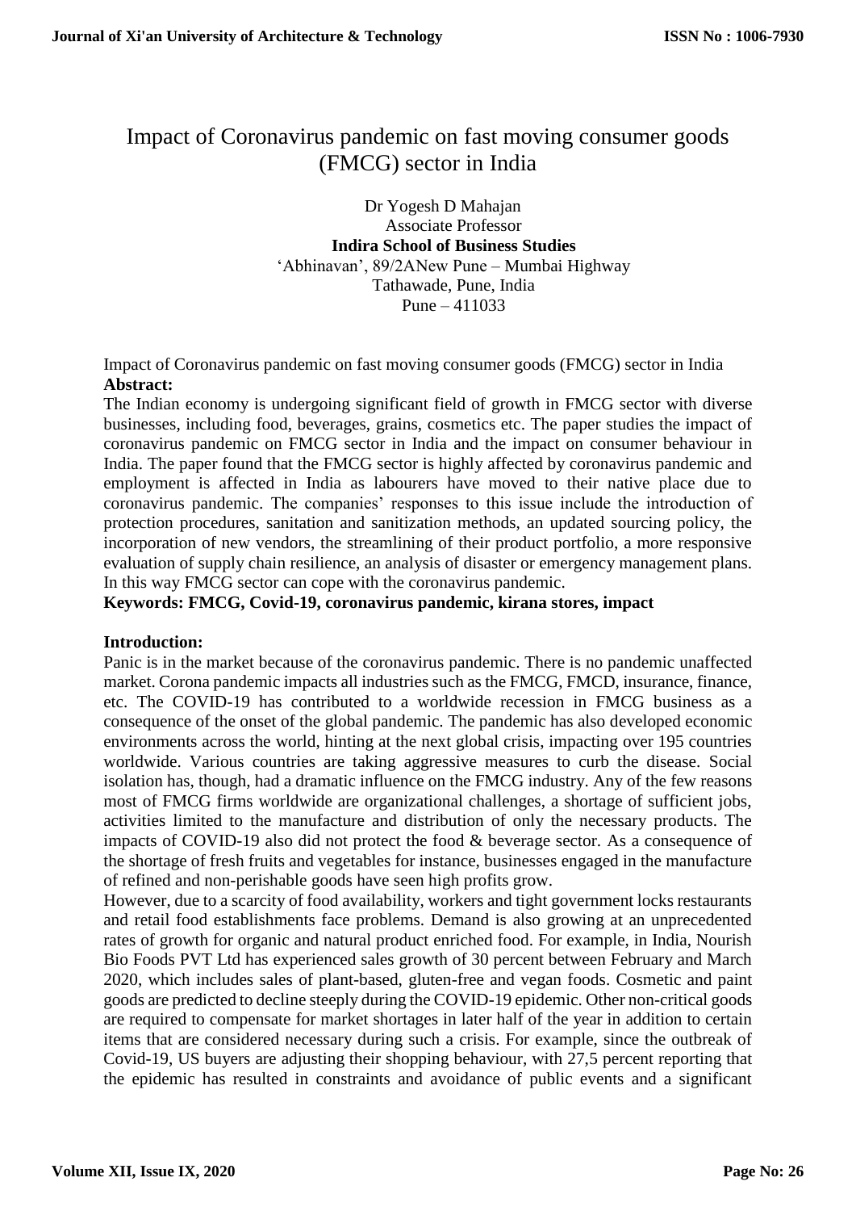# Impact of Coronavirus pandemic on fast moving consumer goods (FMCG) sector in India

Dr Yogesh D Mahajan
Associate Professor
**Indira School of Business Studies**
'Abhinavan', 89/2ANew Pune – Mumbai Highway
Tathawade, Pune, India
Pune – 411033

Impact of Coronavirus pandemic on fast moving consumer goods (FMCG) sector in India

**Abstract:**

The Indian economy is undergoing significant field of growth in FMCG sector with diverse businesses, including food, beverages, grains, cosmetics etc. The paper studies the impact of coronavirus pandemic on FMCG sector in India and the impact on consumer behaviour in India. The paper found that the FMCG sector is highly affected by coronavirus pandemic and employment is affected in India as labourers have moved to their native place due to coronavirus pandemic. The companies' responses to this issue include the introduction of protection procedures, sanitation and sanitization methods, an updated sourcing policy, the incorporation of new vendors, the streamlining of their product portfolio, a more responsive evaluation of supply chain resilience, an analysis of disaster or emergency management plans. In this way FMCG sector can cope with the coronavirus pandemic.

**Keywords: FMCG, Covid-19, coronavirus pandemic, kirana stores, impact**

## Introduction:

Panic is in the market because of the coronavirus pandemic. There is no pandemic unaffected market. Corona pandemic impacts all industries such as the FMCG, FMCD, insurance, finance, etc. The COVID-19 has contributed to a worldwide recession in FMCG business as a consequence of the onset of the global pandemic. The pandemic has also developed economic environments across the world, hinting at the next global crisis, impacting over 195 countries worldwide. Various countries are taking aggressive measures to curb the disease. Social isolation has, though, had a dramatic influence on the FMCG industry. Any of the few reasons most of FMCG firms worldwide are organizational challenges, a shortage of sufficient jobs, activities limited to the manufacture and distribution of only the necessary products. The impacts of COVID-19 also did not protect the food & beverage sector. As a consequence of the shortage of fresh fruits and vegetables for instance, businesses engaged in the manufacture of refined and non-perishable goods have seen high profits grow.

However, due to a scarcity of food availability, workers and tight government locks restaurants and retail food establishments face problems. Demand is also growing at an unprecedented rates of growth for organic and natural product enriched food. For example, in India, Nourish Bio Foods PVT Ltd has experienced sales growth of 30 percent between February and March 2020, which includes sales of plant-based, gluten-free and vegan foods. Cosmetic and paint goods are predicted to decline steeply during the COVID-19 epidemic. Other non-critical goods are required to compensate for market shortages in later half of the year in addition to certain items that are considered necessary during such a crisis. For example, since the outbreak of Covid-19, US buyers are adjusting their shopping behaviour, with 27,5 percent reporting that the epidemic has resulted in constraints and avoidance of public events and a significant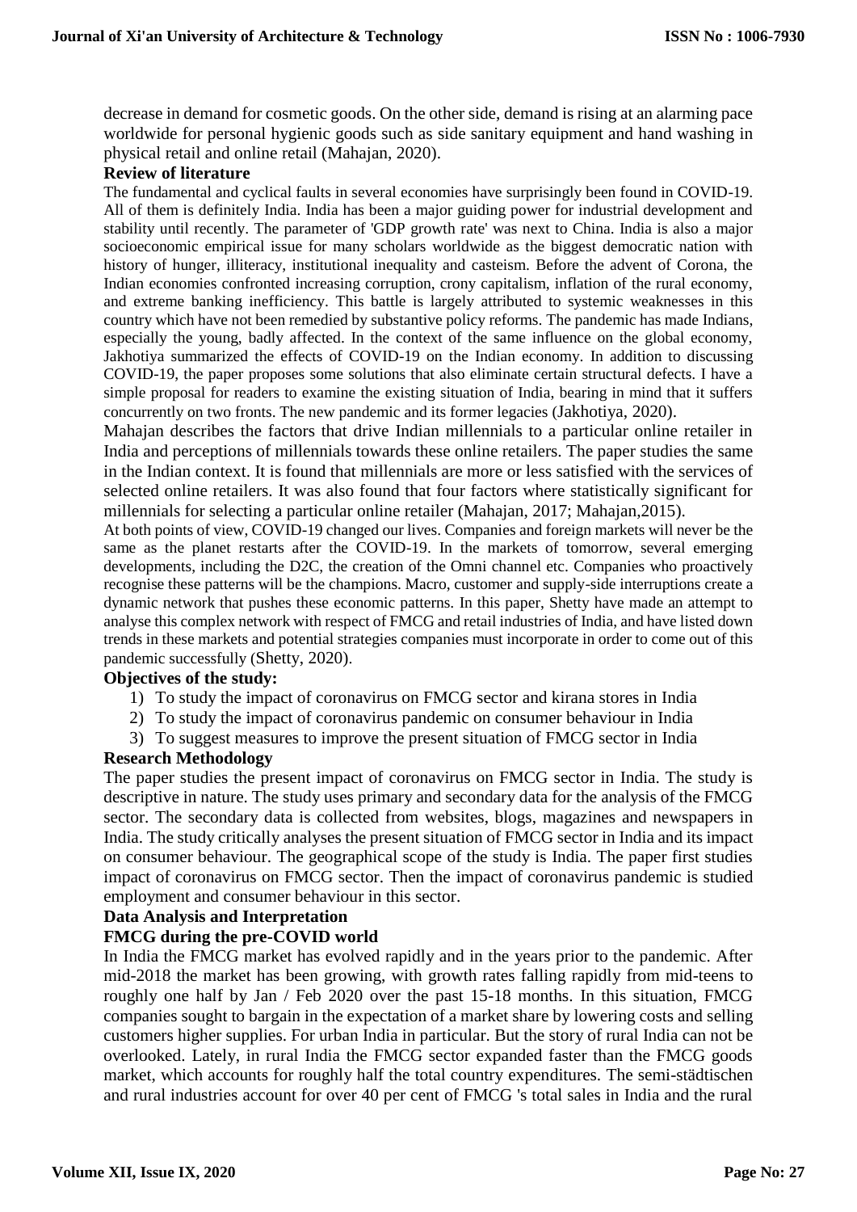decrease in demand for cosmetic goods. On the other side, demand is rising at an alarming pace worldwide for personal hygienic goods such as side sanitary equipment and hand washing in physical retail and online retail (Mahajan, 2020).

**Review of literature**

The fundamental and cyclical faults in several economies have surprisingly been found in COVID-19. All of them is definitely India. India has been a major guiding power for industrial development and stability until recently. The parameter of 'GDP growth rate' was next to China. India is also a major socioeconomic empirical issue for many scholars worldwide as the biggest democratic nation with history of hunger, illiteracy, institutional inequality and casteism. Before the advent of Corona, the Indian economies confronted increasing corruption, crony capitalism, inflation of the rural economy, and extreme banking inefficiency. This battle is largely attributed to systemic weaknesses in this country which have not been remedied by substantive policy reforms. The pandemic has made Indians, especially the young, badly affected. In the context of the same influence on the global economy, Jakhotiya summarized the effects of COVID-19 on the Indian economy. In addition to discussing COVID-19, the paper proposes some solutions that also eliminate certain structural defects. I have a simple proposal for readers to examine the existing situation of India, bearing in mind that it suffers concurrently on two fronts. The new pandemic and its former legacies (Jakhotiya, 2020).

Mahajan describes the factors that drive Indian millennials to a particular online retailer in India and perceptions of millennials towards these online retailers. The paper studies the same in the Indian context. It is found that millennials are more or less satisfied with the services of selected online retailers. It was also found that four factors where statistically significant for millennials for selecting a particular online retailer (Mahajan, 2017; Mahajan,2015).

At both points of view, COVID-19 changed our lives. Companies and foreign markets will never be the same as the planet restarts after the COVID-19. In the markets of tomorrow, several emerging developments, including the D2C, the creation of the Omni channel etc. Companies who proactively recognise these patterns will be the champions. Macro, customer and supply-side interruptions create a dynamic network that pushes these economic patterns. In this paper, Shetty have made an attempt to analyse this complex network with respect of FMCG and retail industries of India, and have listed down trends in these markets and potential strategies companies must incorporate in order to come out of this pandemic successfully (Shetty, 2020).

**Objectives of the study:**

1) To study the impact of coronavirus on FMCG sector and kirana stores in India
2) To study the impact of coronavirus pandemic on consumer behaviour in India
3) To suggest measures to improve the present situation of FMCG sector in India

**Research Methodology**

The paper studies the present impact of coronavirus on FMCG sector in India. The study is descriptive in nature. The study uses primary and secondary data for the analysis of the FMCG sector. The secondary data is collected from websites, blogs, magazines and newspapers in India. The study critically analyses the present situation of FMCG sector in India and its impact on consumer behaviour. The geographical scope of the study is India. The paper first studies impact of coronavirus on FMCG sector. Then the impact of coronavirus pandemic is studied employment and consumer behaviour in this sector.

**Data Analysis and Interpretation**

**FMCG during the pre-COVID world**

In India the FMCG market has evolved rapidly and in the years prior to the pandemic. After mid-2018 the market has been growing, with growth rates falling rapidly from mid-teens to roughly one half by Jan / Feb 2020 over the past 15-18 months. In this situation, FMCG companies sought to bargain in the expectation of a market share by lowering costs and selling customers higher supplies. For urban India in particular. But the story of rural India can not be overlooked. Lately, in rural India the FMCG sector expanded faster than the FMCG goods market, which accounts for roughly half the total country expenditures. The semi-städtischen and rural industries account for over 40 per cent of FMCG 's total sales in India and the rural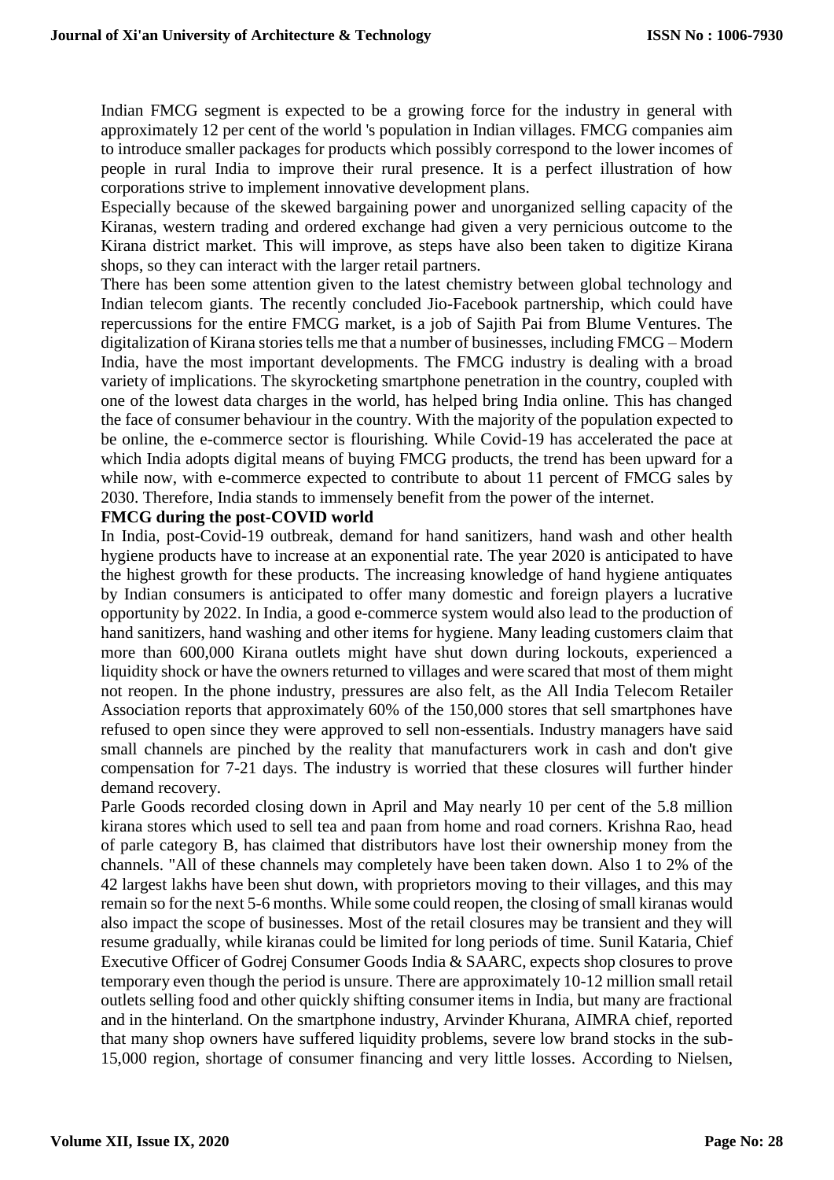Indian FMCG segment is expected to be a growing force for the industry in general with approximately 12 per cent of the world 's population in Indian villages. FMCG companies aim to introduce smaller packages for products which possibly correspond to the lower incomes of people in rural India to improve their rural presence. It is a perfect illustration of how corporations strive to implement innovative development plans.

Especially because of the skewed bargaining power and unorganized selling capacity of the Kiranas, western trading and ordered exchange had given a very pernicious outcome to the Kirana district market. This will improve, as steps have also been taken to digitize Kirana shops, so they can interact with the larger retail partners.

There has been some attention given to the latest chemistry between global technology and Indian telecom giants. The recently concluded Jio-Facebook partnership, which could have repercussions for the entire FMCG market, is a job of Sajith Pai from Blume Ventures. The digitalization of Kirana stories tells me that a number of businesses, including FMCG – Modern India, have the most important developments. The FMCG industry is dealing with a broad variety of implications. The skyrocketing smartphone penetration in the country, coupled with one of the lowest data charges in the world, has helped bring India online. This has changed the face of consumer behaviour in the country. With the majority of the population expected to be online, the e-commerce sector is flourishing. While Covid-19 has accelerated the pace at which India adopts digital means of buying FMCG products, the trend has been upward for a while now, with e-commerce expected to contribute to about 11 percent of FMCG sales by 2030. Therefore, India stands to immensely benefit from the power of the internet.

**FMCG during the post-COVID world**

In India, post-Covid-19 outbreak, demand for hand sanitizers, hand wash and other health hygiene products have to increase at an exponential rate. The year 2020 is anticipated to have the highest growth for these products. The increasing knowledge of hand hygiene antiquates by Indian consumers is anticipated to offer many domestic and foreign players a lucrative opportunity by 2022. In India, a good e-commerce system would also lead to the production of hand sanitizers, hand washing and other items for hygiene. Many leading customers claim that more than 600,000 Kirana outlets might have shut down during lockouts, experienced a liquidity shock or have the owners returned to villages and were scared that most of them might not reopen. In the phone industry, pressures are also felt, as the All India Telecom Retailer Association reports that approximately 60% of the 150,000 stores that sell smartphones have refused to open since they were approved to sell non-essentials. Industry managers have said small channels are pinched by the reality that manufacturers work in cash and don't give compensation for 7-21 days. The industry is worried that these closures will further hinder demand recovery.

Parle Goods recorded closing down in April and May nearly 10 per cent of the 5.8 million kirana stores which used to sell tea and paan from home and road corners. Krishna Rao, head of parle category B, has claimed that distributors have lost their ownership money from the channels. "All of these channels may completely have been taken down. Also 1 to 2% of the 42 largest lakhs have been shut down, with proprietors moving to their villages, and this may remain so for the next 5-6 months. While some could reopen, the closing of small kiranas would also impact the scope of businesses. Most of the retail closures may be transient and they will resume gradually, while kiranas could be limited for long periods of time. Sunil Kataria, Chief Executive Officer of Godrej Consumer Goods India & SAARC, expects shop closures to prove temporary even though the period is unsure. There are approximately 10-12 million small retail outlets selling food and other quickly shifting consumer items in India, but many are fractional and in the hinterland. On the smartphone industry, Arvinder Khurana, AIMRA chief, reported that many shop owners have suffered liquidity problems, severe low brand stocks in the sub-15,000 region, shortage of consumer financing and very little losses. According to Nielsen,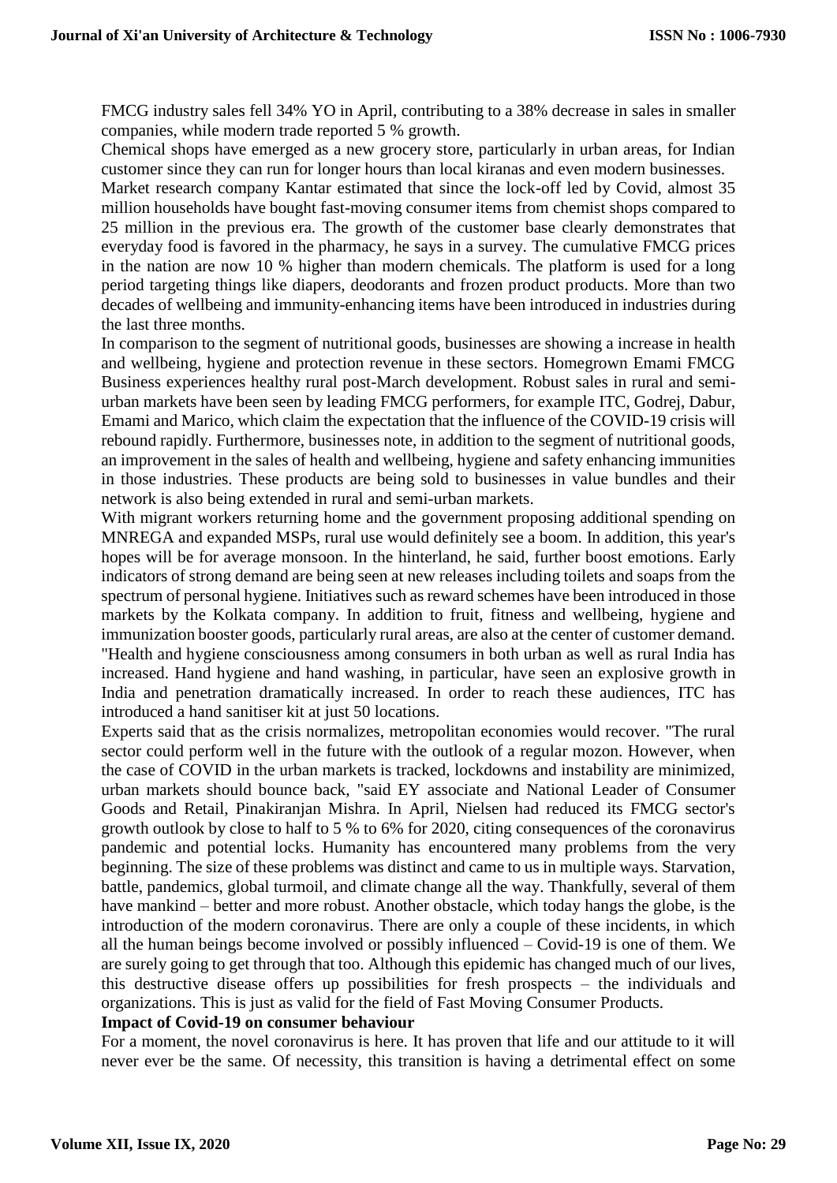FMCG industry sales fell 34% YO in April, contributing to a 38% decrease in sales in smaller companies, while modern trade reported 5 % growth.

Chemical shops have emerged as a new grocery store, particularly in urban areas, for Indian customer since they can run for longer hours than local kiranas and even modern businesses.

Market research company Kantar estimated that since the lock-off led by Covid, almost 35 million households have bought fast-moving consumer items from chemist shops compared to 25 million in the previous era. The growth of the customer base clearly demonstrates that everyday food is favored in the pharmacy, he says in a survey. The cumulative FMCG prices in the nation are now 10 % higher than modern chemicals. The platform is used for a long period targeting things like diapers, deodorants and frozen product products. More than two decades of wellbeing and immunity-enhancing items have been introduced in industries during the last three months.

In comparison to the segment of nutritional goods, businesses are showing a increase in health and wellbeing, hygiene and protection revenue in these sectors. Homegrown Emami FMCG Business experiences healthy rural post-March development. Robust sales in rural and semi-urban markets have been seen by leading FMCG performers, for example ITC, Godrej, Dabur, Emami and Marico, which claim the expectation that the influence of the COVID-19 crisis will rebound rapidly. Furthermore, businesses note, in addition to the segment of nutritional goods, an improvement in the sales of health and wellbeing, hygiene and safety enhancing immunities in those industries. These products are being sold to businesses in value bundles and their network is also being extended in rural and semi-urban markets.

With migrant workers returning home and the government proposing additional spending on MNREGA and expanded MSPs, rural use would definitely see a boom. In addition, this year's hopes will be for average monsoon. In the hinterland, he said, further boost emotions. Early indicators of strong demand are being seen at new releases including toilets and soaps from the spectrum of personal hygiene. Initiatives such as reward schemes have been introduced in those markets by the Kolkata company. In addition to fruit, fitness and wellbeing, hygiene and immunization booster goods, particularly rural areas, are also at the center of customer demand. "Health and hygiene consciousness among consumers in both urban as well as rural India has increased. Hand hygiene and hand washing, in particular, have seen an explosive growth in India and penetration dramatically increased. In order to reach these audiences, ITC has introduced a hand sanitiser kit at just 50 locations.

Experts said that as the crisis normalizes, metropolitan economies would recover. "The rural sector could perform well in the future with the outlook of a regular mozon. However, when the case of COVID in the urban markets is tracked, lockdowns and instability are minimized, urban markets should bounce back, "said EY associate and National Leader of Consumer Goods and Retail, Pinakiranjan Mishra. In April, Nielsen had reduced its FMCG sector's growth outlook by close to half to 5 % to 6% for 2020, citing consequences of the coronavirus pandemic and potential locks. Humanity has encountered many problems from the very beginning. The size of these problems was distinct and came to us in multiple ways. Starvation, battle, pandemics, global turmoil, and climate change all the way. Thankfully, several of them have mankind – better and more robust. Another obstacle, which today hangs the globe, is the introduction of the modern coronavirus. There are only a couple of these incidents, in which all the human beings become involved or possibly influenced – Covid-19 is one of them. We are surely going to get through that too. Although this epidemic has changed much of our lives, this destructive disease offers up possibilities for fresh prospects – the individuals and organizations. This is just as valid for the field of Fast Moving Consumer Products.

**Impact of Covid-19 on consumer behaviour**

For a moment, the novel coronavirus is here. It has proven that life and our attitude to it will never ever be the same. Of necessity, this transition is having a detrimental effect on some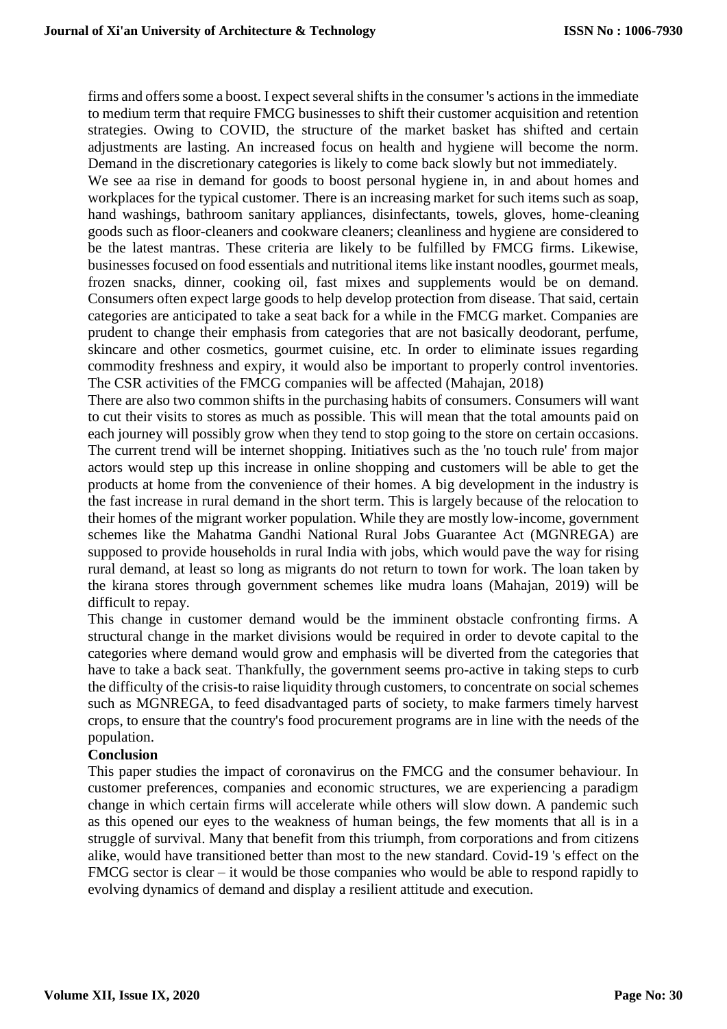firms and offers some a boost. I expect several shifts in the consumer 's actions in the immediate to medium term that require FMCG businesses to shift their customer acquisition and retention strategies. Owing to COVID, the structure of the market basket has shifted and certain adjustments are lasting. An increased focus on health and hygiene will become the norm. Demand in the discretionary categories is likely to come back slowly but not immediately.

We see aa rise in demand for goods to boost personal hygiene in, in and about homes and workplaces for the typical customer. There is an increasing market for such items such as soap, hand washings, bathroom sanitary appliances, disinfectants, towels, gloves, home-cleaning goods such as floor-cleaners and cookware cleaners; cleanliness and hygiene are considered to be the latest mantras. These criteria are likely to be fulfilled by FMCG firms. Likewise, businesses focused on food essentials and nutritional items like instant noodles, gourmet meals, frozen snacks, dinner, cooking oil, fast mixes and supplements would be on demand. Consumers often expect large goods to help develop protection from disease. That said, certain categories are anticipated to take a seat back for a while in the FMCG market. Companies are prudent to change their emphasis from categories that are not basically deodorant, perfume, skincare and other cosmetics, gourmet cuisine, etc. In order to eliminate issues regarding commodity freshness and expiry, it would also be important to properly control inventories. The CSR activities of the FMCG companies will be affected (Mahajan, 2018)

There are also two common shifts in the purchasing habits of consumers. Consumers will want to cut their visits to stores as much as possible. This will mean that the total amounts paid on each journey will possibly grow when they tend to stop going to the store on certain occasions. The current trend will be internet shopping. Initiatives such as the 'no touch rule' from major actors would step up this increase in online shopping and customers will be able to get the products at home from the convenience of their homes. A big development in the industry is the fast increase in rural demand in the short term. This is largely because of the relocation to their homes of the migrant worker population. While they are mostly low-income, government schemes like the Mahatma Gandhi National Rural Jobs Guarantee Act (MGNREGA) are supposed to provide households in rural India with jobs, which would pave the way for rising rural demand, at least so long as migrants do not return to town for work. The loan taken by the kirana stores through government schemes like mudra loans (Mahajan, 2019) will be difficult to repay.

This change in customer demand would be the imminent obstacle confronting firms. A structural change in the market divisions would be required in order to devote capital to the categories where demand would grow and emphasis will be diverted from the categories that have to take a back seat. Thankfully, the government seems pro-active in taking steps to curb the difficulty of the crisis-to raise liquidity through customers, to concentrate on social schemes such as MGNREGA, to feed disadvantaged parts of society, to make farmers timely harvest crops, to ensure that the country's food procurement programs are in line with the needs of the population.

**Conclusion**

This paper studies the impact of coronavirus on the FMCG and the consumer behaviour. In customer preferences, companies and economic structures, we are experiencing a paradigm change in which certain firms will accelerate while others will slow down. A pandemic such as this opened our eyes to the weakness of human beings, the few moments that all is in a struggle of survival. Many that benefit from this triumph, from corporations and from citizens alike, would have transitioned better than most to the new standard. Covid-19 's effect on the FMCG sector is clear – it would be those companies who would be able to respond rapidly to evolving dynamics of demand and display a resilient attitude and execution.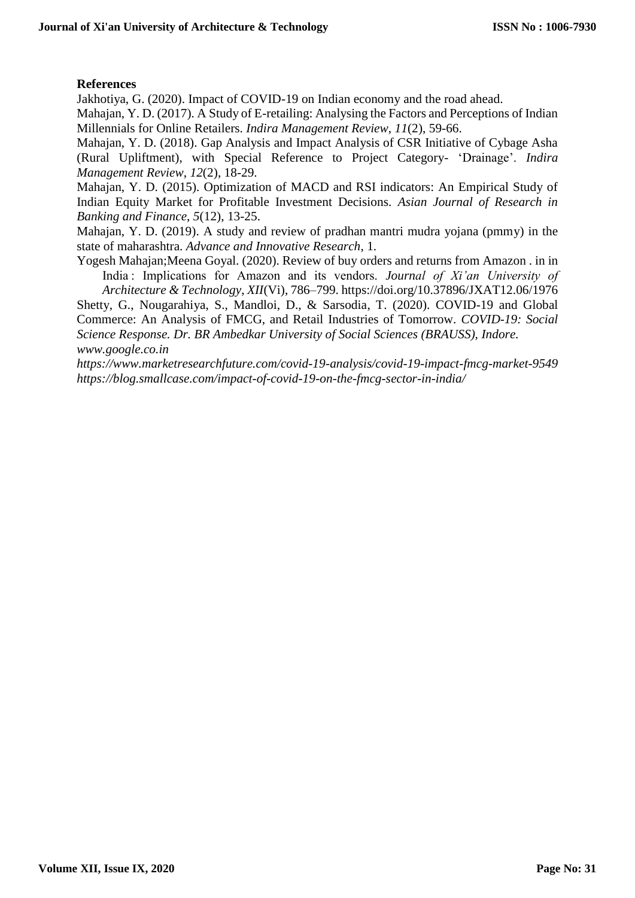**References**

Jakhotiya, G. (2020). Impact of COVID-19 on Indian economy and the road ahead.

Mahajan, Y. D. (2017). A Study of E-retailing: Analysing the Factors and Perceptions of Indian Millennials for Online Retailers. *Indira Management Review*, *11*(2), 59-66.

Mahajan, Y. D. (2018). Gap Analysis and Impact Analysis of CSR Initiative of Cybage Asha (Rural Upliftment), with Special Reference to Project Category- 'Drainage'. *Indira Management Review*, *12*(2), 18-29.

Mahajan, Y. D. (2015). Optimization of MACD and RSI indicators: An Empirical Study of Indian Equity Market for Profitable Investment Decisions. *Asian Journal of Research in Banking and Finance*, *5*(12), 13-25.

Mahajan, Y. D. (2019). A study and review of pradhan mantri mudra yojana (pmmy) in the state of maharashtra. *Advance and Innovative Research*, 1.

Yogesh Mahajan;Meena Goyal. (2020). Review of buy orders and returns from Amazon . in in India : Implications for Amazon and its vendors. *Journal of Xi'an University of Architecture & Technology*, *XII*(Vi), 786–799. https://doi.org/10.37896/JXAT12.06/1976

Shetty, G., Nougarahiya, S., Mandloi, D., & Sarsodia, T. (2020). COVID-19 and Global Commerce: An Analysis of FMCG, and Retail Industries of Tomorrow. *COVID-19: Social Science Response. Dr. BR Ambedkar University of Social Sciences (BRAUSS), Indore.*

*www.google.co.in*

*https://www.marketresearchfuture.com/covid-19-analysis/covid-19-impact-fmcg-market-9549*

*https://blog.smallcase.com/impact-of-covid-19-on-the-fmcg-sector-in-india/*